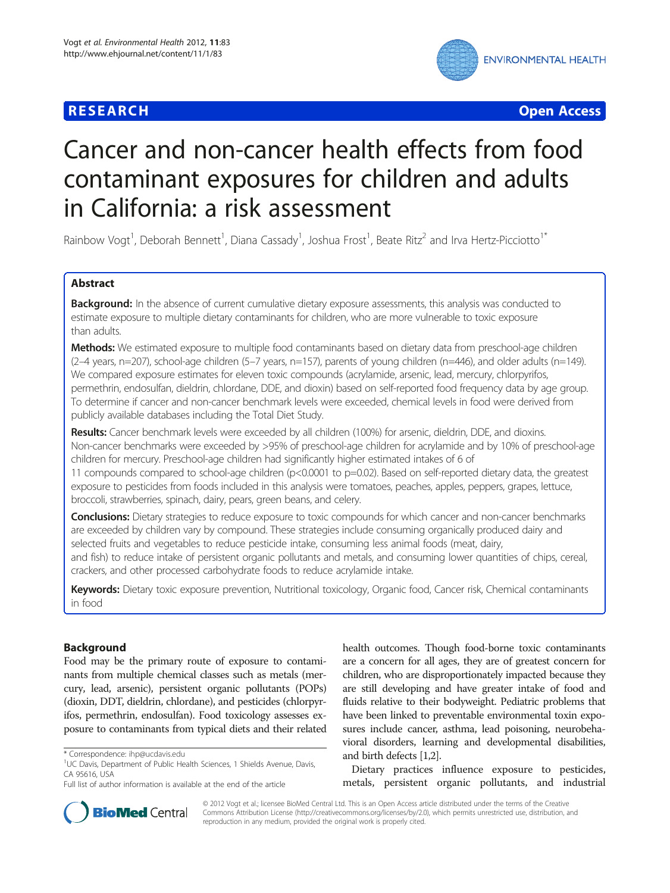**RESEARCH** **Open Access**

# Cancer and non-cancer health effects from food contaminant exposures for children and adults in California: a risk assessment

Rainbow Vogt[1], Deborah Bennett[1], Diana Cassady[1], Joshua Frost[1], Beate Ritz[2] and Irva Hertz-Picciotto[1*]

## Abstract

**Background:** In the absence of current cumulative dietary exposure assessments, this analysis was conducted to estimate exposure to multiple dietary contaminants for children, who are more vulnerable to toxic exposure than adults.

**Methods:** We estimated exposure to multiple food contaminants based on dietary data from preschool-age children (2–4 years, n=207), school-age children (5–7 years, n=157), parents of young children (n=446), and older adults (n=149). We compared exposure estimates for eleven toxic compounds (acrylamide, arsenic, lead, mercury, chlorpyrifos, permethrin, endosulfan, dieldrin, chlordane, DDE, and dioxin) based on self-reported food frequency data by age group. To determine if cancer and non-cancer benchmark levels were exceeded, chemical levels in food were derived from publicly available databases including the Total Diet Study.

**Results:** Cancer benchmark levels were exceeded by all children (100%) for arsenic, dieldrin, DDE, and dioxins. Non-cancer benchmarks were exceeded by >95% of preschool-age children for acrylamide and by 10% of preschool-age children for mercury. Preschool-age children had significantly higher estimated intakes of 6 of 11 compounds compared to school-age children ($p<0.0001$ to $p=0.02$). Based on self-reported dietary data, the greatest exposure to pesticides from foods included in this analysis were tomatoes, peaches, apples, peppers, grapes, lettuce, broccoli, strawberries, spinach, dairy, pears, green beans, and celery.

**Conclusions:** Dietary strategies to reduce exposure to toxic compounds for which cancer and non-cancer benchmarks are exceeded by children vary by compound. These strategies include consuming organically produced dairy and selected fruits and vegetables to reduce pesticide intake, consuming less animal foods (meat, dairy, and fish) to reduce intake of persistent organic pollutants and metals, and consuming lower quantities of chips, cereal, crackers, and other processed carbohydrate foods to reduce acrylamide intake.

**Keywords:** Dietary toxic exposure prevention, Nutritional toxicology, Organic food, Cancer risk, Chemical contaminants in food

## Background

Food may be the primary route of exposure to contaminants from multiple chemical classes such as metals (mercury, lead, arsenic), persistent organic pollutants (POPs) (dioxin, DDT, dieldrin, chlordane), and pesticides (chlorpyrifos, permethrin, endosulfan). Food toxicology assesses exposure to contaminants from typical diets and their related health outcomes. Though food-borne toxic contaminants are a concern for all ages, they are of greatest concern for children, who are disproportionately impacted because they are still developing and have greater intake of food and fluids relative to their bodyweight. Pediatric problems that have been linked to preventable environmental toxin exposures include cancer, asthma, lead poisoning, neurobehavioral disorders, learning and developmental disabilities, and birth defects [1,2].

Dietary practices influence exposure to pesticides, metals, persistent organic pollutants, and industrial

\* Correspondence: ihp@ucdavis.edu
[1]UC Davis, Department of Public Health Sciences, 1 Shields Avenue, Davis, CA 95616, USA
Full list of author information is available at the end of the article

© 2012 Vogt et al.; licensee BioMed Central Ltd. This is an Open Access article distributed under the terms of the Creative Commons Attribution License (http://creativecommons.org/licenses/by/2.0), which permits unrestricted use, distribution, and reproduction in any medium, provided the original work is properly cited.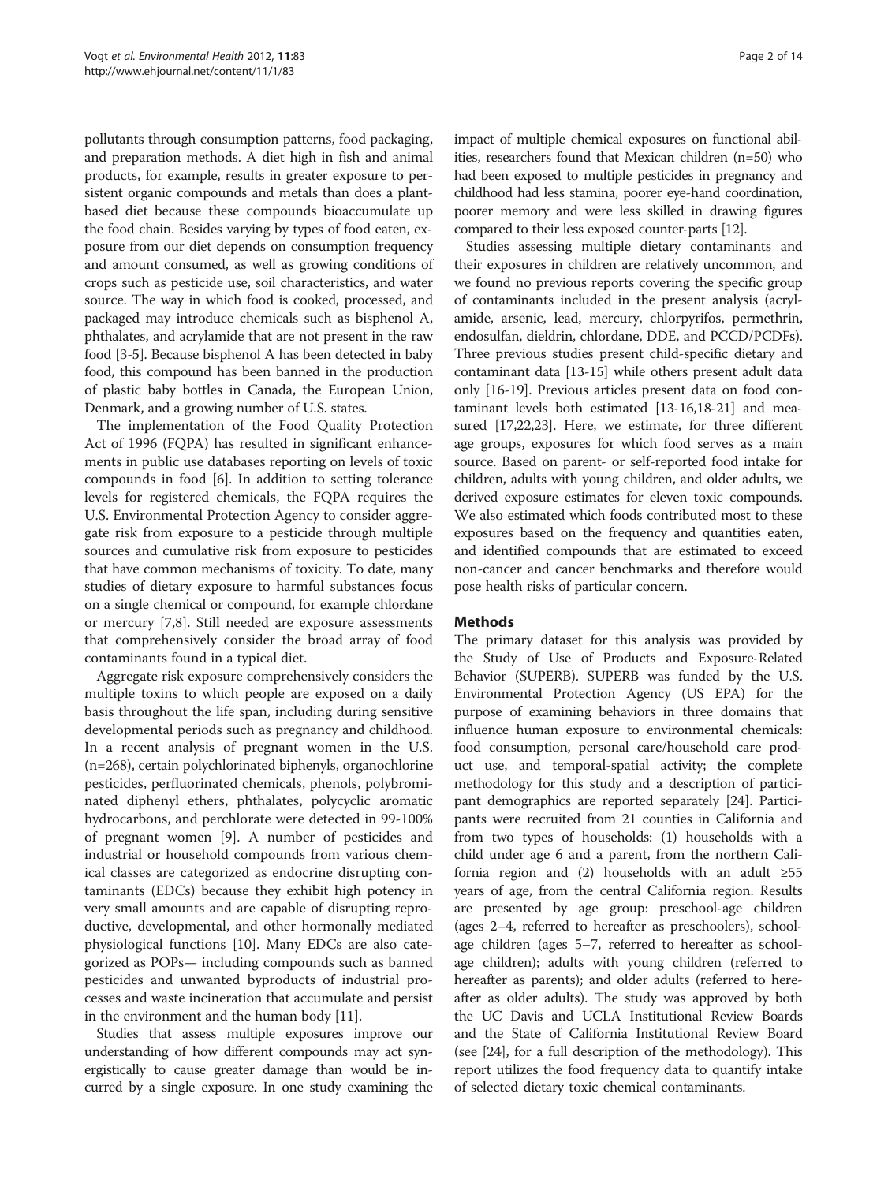pollutants through consumption patterns, food packaging, and preparation methods. A diet high in fish and animal products, for example, results in greater exposure to persistent organic compounds and metals than does a plant-based diet because these compounds bioaccumulate up the food chain. Besides varying by types of food eaten, exposure from our diet depends on consumption frequency and amount consumed, as well as growing conditions of crops such as pesticide use, soil characteristics, and water source. The way in which food is cooked, processed, and packaged may introduce chemicals such as bisphenol A, phthalates, and acrylamide that are not present in the raw food [3-5]. Because bisphenol A has been detected in baby food, this compound has been banned in the production of plastic baby bottles in Canada, the European Union, Denmark, and a growing number of U.S. states.

The implementation of the Food Quality Protection Act of 1996 (FQPA) has resulted in significant enhancements in public use databases reporting on levels of toxic compounds in food [6]. In addition to setting tolerance levels for registered chemicals, the FQPA requires the U.S. Environmental Protection Agency to consider aggregate risk from exposure to a pesticide through multiple sources and cumulative risk from exposure to pesticides that have common mechanisms of toxicity. To date, many studies of dietary exposure to harmful substances focus on a single chemical or compound, for example chlordane or mercury [7,8]. Still needed are exposure assessments that comprehensively consider the broad array of food contaminants found in a typical diet.

Aggregate risk exposure comprehensively considers the multiple toxins to which people are exposed on a daily basis throughout the life span, including during sensitive developmental periods such as pregnancy and childhood. In a recent analysis of pregnant women in the U.S. (n=268), certain polychlorinated biphenyls, organochlorine pesticides, perfluorinated chemicals, phenols, polybrominated diphenyl ethers, phthalates, polycyclic aromatic hydrocarbons, and perchlorate were detected in 99-100% of pregnant women [9]. A number of pesticides and industrial or household compounds from various chemical classes are categorized as endocrine disrupting contaminants (EDCs) because they exhibit high potency in very small amounts and are capable of disrupting reproductive, developmental, and other hormonally mediated physiological functions [10]. Many EDCs are also categorized as POPs— including compounds such as banned pesticides and unwanted byproducts of industrial processes and waste incineration that accumulate and persist in the environment and the human body [11].

Studies that assess multiple exposures improve our understanding of how different compounds may act synergistically to cause greater damage than would be incurred by a single exposure. In one study examining the impact of multiple chemical exposures on functional abilities, researchers found that Mexican children (n=50) who had been exposed to multiple pesticides in pregnancy and childhood had less stamina, poorer eye-hand coordination, poorer memory and were less skilled in drawing figures compared to their less exposed counter-parts [12].

Studies assessing multiple dietary contaminants and their exposures in children are relatively uncommon, and we found no previous reports covering the specific group of contaminants included in the present analysis (acrylamide, arsenic, lead, mercury, chlorpyrifos, permethrin, endosulfan, dieldrin, chlordane, DDE, and PCCD/PCDFs). Three previous studies present child-specific dietary and contaminant data [13-15] while others present adult data only [16-19]. Previous articles present data on food contaminant levels both estimated [13-16,18-21] and measured [17,22,23]. Here, we estimate, for three different age groups, exposures for which food serves as a main source. Based on parent- or self-reported food intake for children, adults with young children, and older adults, we derived exposure estimates for eleven toxic compounds. We also estimated which foods contributed most to these exposures based on the frequency and quantities eaten, and identified compounds that are estimated to exceed non-cancer and cancer benchmarks and therefore would pose health risks of particular concern.

## Methods

The primary dataset for this analysis was provided by the Study of Use of Products and Exposure-Related Behavior (SUPERB). SUPERB was funded by the U.S. Environmental Protection Agency (US EPA) for the purpose of examining behaviors in three domains that influence human exposure to environmental chemicals: food consumption, personal care/household care product use, and temporal-spatial activity; the complete methodology for this study and a description of participant demographics are reported separately [24]. Participants were recruited from 21 counties in California and from two types of households: (1) households with a child under age 6 and a parent, from the northern California region and (2) households with an adult ≥55 years of age, from the central California region. Results are presented by age group: preschool-age children (ages 2–4, referred to hereafter as preschoolers), school-age children (ages 5–7, referred to hereafter as school-age children); adults with young children (referred to hereafter as parents); and older adults (referred to hereafter as older adults). The study was approved by both the UC Davis and UCLA Institutional Review Boards and the State of California Institutional Review Board (see [24], for a full description of the methodology). This report utilizes the food frequency data to quantify intake of selected dietary toxic chemical contaminants.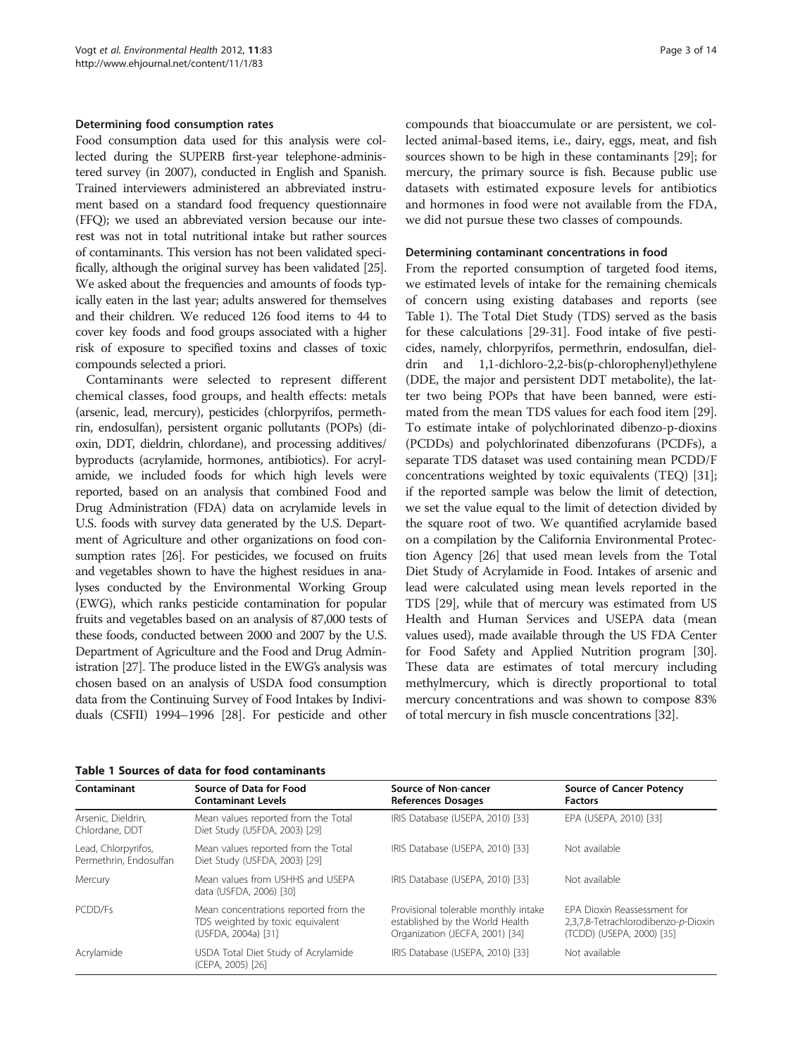### Determining food consumption rates

Food consumption data used for this analysis were collected during the SUPERB first-year telephone-administered survey (in 2007), conducted in English and Spanish. Trained interviewers administered an abbreviated instrument based on a standard food frequency questionnaire (FFQ); we used an abbreviated version because our interest was not in total nutritional intake but rather sources of contaminants. This version has not been validated specifically, although the original survey has been validated [25]. We asked about the frequencies and amounts of foods typically eaten in the last year; adults answered for themselves and their children. We reduced 126 food items to 44 to cover key foods and food groups associated with a higher risk of exposure to specified toxins and classes of toxic compounds selected a priori.

Contaminants were selected to represent different chemical classes, food groups, and health effects: metals (arsenic, lead, mercury), pesticides (chlorpyrifos, permethrin, endosulfan), persistent organic pollutants (POPs) (dioxin, DDT, dieldrin, chlordane), and processing additives/byproducts (acrylamide, hormones, antibiotics). For acrylamide, we included foods for which high levels were reported, based on an analysis that combined Food and Drug Administration (FDA) data on acrylamide levels in U.S. foods with survey data generated by the U.S. Department of Agriculture and other organizations on food consumption rates [26]. For pesticides, we focused on fruits and vegetables shown to have the highest residues in analyses conducted by the Environmental Working Group (EWG), which ranks pesticide contamination for popular fruits and vegetables based on an analysis of 87,000 tests of these foods, conducted between 2000 and 2007 by the U.S. Department of Agriculture and the Food and Drug Administration [27]. The produce listed in the EWG's analysis was chosen based on an analysis of USDA food consumption data from the Continuing Survey of Food Intakes by Individuals (CSFII) 1994–1996 [28]. For pesticide and other compounds that bioaccumulate or are persistent, we collected animal-based items, i.e., dairy, eggs, meat, and fish sources shown to be high in these contaminants [29]; for mercury, the primary source is fish. Because public use datasets with estimated exposure levels for antibiotics and hormones in food were not available from the FDA, we did not pursue these two classes of compounds.

### Determining contaminant concentrations in food

From the reported consumption of targeted food items, we estimated levels of intake for the remaining chemicals of concern using existing databases and reports (see Table 1). The Total Diet Study (TDS) served as the basis for these calculations [29-31]. Food intake of five pesticides, namely, chlorpyrifos, permethrin, endosulfan, dieldrin and 1,1-dichloro-2,2-bis(p-chlorophenyl)ethylene (DDE, the major and persistent DDT metabolite), the latter two being POPs that have been banned, were estimated from the mean TDS values for each food item [29]. To estimate intake of polychlorinated dibenzo-p-dioxins (PCDDs) and polychlorinated dibenzofurans (PCDFs), a separate TDS dataset was used containing mean PCDD/F concentrations weighted by toxic equivalents (TEQ) [31]; if the reported sample was below the limit of detection, we set the value equal to the limit of detection divided by the square root of two. We quantified acrylamide based on a compilation by the California Environmental Protection Agency [26] that used mean levels from the Total Diet Study of Acrylamide in Food. Intakes of arsenic and lead were calculated using mean levels reported in the TDS [29], while that of mercury was estimated from US Health and Human Services and USEPA data (mean values used), made available through the US FDA Center for Food Safety and Applied Nutrition program [30]. These data are estimates of total mercury including methylmercury, which is directly proportional to total mercury concentrations and was shown to compose 83% of total mercury in fish muscle concentrations [32].

**Table 1 Sources of data for food contaminants**

| Contaminant | Source of Data for Food Contaminant Levels | Source of Non-cancer References Dosages | Source of Cancer Potency Factors |
|---|---|---|---|
| Arsenic, Dieldrin, Chlordane, DDT | Mean values reported from the Total Diet Study (USFDA, 2003) [29] | IRIS Database (USEPA, 2010) [33] | EPA (USEPA, 2010) [33] |
| Lead, Chlorpyrifos, Permethrin, Endosulfan | Mean values reported from the Total Diet Study (USFDA, 2003) [29] | IRIS Database (USEPA, 2010) [33] | Not available |
| Mercury | Mean values from USHHS and USEPA data (USFDA, 2006) [30] | IRIS Database (USEPA, 2010) [33] | Not available |
| PCDD/Fs | Mean concentrations reported from the TDS weighted by toxic equivalent (USFDA, 2004a) [31] | Provisional tolerable monthly intake established by the World Health Organization (JECFA, 2001) [34] | EPA Dioxin Reassessment for 2,3,7,8-Tetrachlorodibenzo-*p*-Dioxin (TCDD) (USEPA, 2000) [35] |
| Acrylamide | USDA Total Diet Study of Acrylamide (CEPA, 2005) [26] | IRIS Database (USEPA, 2010) [33] | Not available |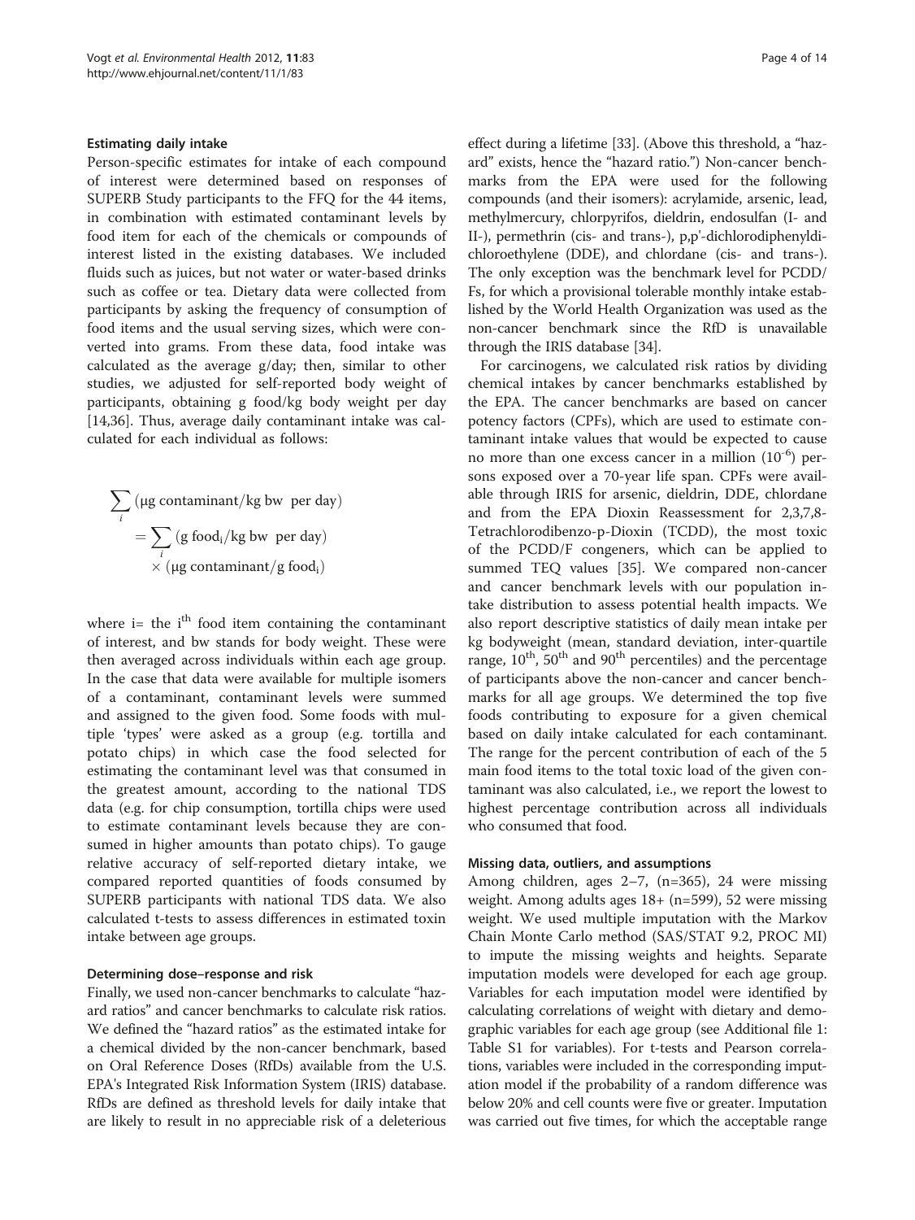#### Estimating daily intake

Person-specific estimates for intake of each compound of interest were determined based on responses of SUPERB Study participants to the FFQ for the 44 items, in combination with estimated contaminant levels by food item for each of the chemicals or compounds of interest listed in the existing databases. We included fluids such as juices, but not water or water-based drinks such as coffee or tea. Dietary data were collected from participants by asking the frequency of consumption of food items and the usual serving sizes, which were converted into grams. From these data, food intake was calculated as the average g/day; then, similar to other studies, we adjusted for self-reported body weight of participants, obtaining g food/kg body weight per day [14,36]. Thus, average daily contaminant intake was calculated for each individual as follows:

$$\sum_{i} (\mu\text{g contaminant/kg bw per day}) = \sum_{i} (\text{g food}_i/\text{kg bw per day}) \times (\mu\text{g contaminant/g food}_i)$$

where i= the $i^{th}$ food item containing the contaminant of interest, and bw stands for body weight. These were then averaged across individuals within each age group. In the case that data were available for multiple isomers of a contaminant, contaminant levels were summed and assigned to the given food. Some foods with multiple 'types' were asked as a group (e.g. tortilla and potato chips) in which case the food selected for estimating the contaminant level was that consumed in the greatest amount, according to the national TDS data (e.g. for chip consumption, tortilla chips were used to estimate contaminant levels because they are consumed in higher amounts than potato chips). To gauge relative accuracy of self-reported dietary intake, we compared reported quantities of foods consumed by SUPERB participants with national TDS data. We also calculated t-tests to assess differences in estimated toxin intake between age groups.

#### Determining dose–response and risk

Finally, we used non-cancer benchmarks to calculate "hazard ratios" and cancer benchmarks to calculate risk ratios. We defined the "hazard ratios" as the estimated intake for a chemical divided by the non-cancer benchmark, based on Oral Reference Doses (RfDs) available from the U.S. EPA's Integrated Risk Information System (IRIS) database. RfDs are defined as threshold levels for daily intake that are likely to result in no appreciable risk of a deleterious effect during a lifetime [33]. (Above this threshold, a "hazard" exists, hence the "hazard ratio.") Non-cancer benchmarks from the EPA were used for the following compounds (and their isomers): acrylamide, arsenic, lead, methylmercury, chlorpyrifos, dieldrin, endosulfan (I- and II-), permethrin (cis- and trans-), p,p'-dichlorodiphenyldichloroethylene (DDE), and chlordane (cis- and trans-). The only exception was the benchmark level for PCDD/Fs, for which a provisional tolerable monthly intake established by the World Health Organization was used as the non-cancer benchmark since the RfD is unavailable through the IRIS database [34].

For carcinogens, we calculated risk ratios by dividing chemical intakes by cancer benchmarks established by the EPA. The cancer benchmarks are based on cancer potency factors (CPFs), which are used to estimate contaminant intake values that would be expected to cause no more than one excess cancer in a million ($10^{-6}$) persons exposed over a 70-year life span. CPFs were available through IRIS for arsenic, dieldrin, DDE, chlordane and from the EPA Dioxin Reassessment for 2,3,7,8-Tetrachlorodibenzo-p-Dioxin (TCDD), the most toxic of the PCDD/F congeners, which can be applied to summed TEQ values [35]. We compared non-cancer and cancer benchmark levels with our population intake distribution to assess potential health impacts. We also report descriptive statistics of daily mean intake per kg bodyweight (mean, standard deviation, inter-quartile range, $10^{th}$, $50^{th}$ and $90^{th}$ percentiles) and the percentage of participants above the non-cancer and cancer benchmarks for all age groups. We determined the top five foods contributing to exposure for a given chemical based on daily intake calculated for each contaminant. The range for the percent contribution of each of the 5 main food items to the total toxic load of the given contaminant was also calculated, i.e., we report the lowest to highest percentage contribution across all individuals who consumed that food.

#### Missing data, outliers, and assumptions

Among children, ages 2–7, (n=365), 24 were missing weight. Among adults ages 18+ (n=599), 52 were missing weight. We used multiple imputation with the Markov Chain Monte Carlo method (SAS/STAT 9.2, PROC MI) to impute the missing weights and heights. Separate imputation models were developed for each age group. Variables for each imputation model were identified by calculating correlations of weight with dietary and demographic variables for each age group (see Additional file 1: Table S1 for variables). For t-tests and Pearson correlations, variables were included in the corresponding imputation model if the probability of a random difference was below 20% and cell counts were five or greater. Imputation was carried out five times, for which the acceptable range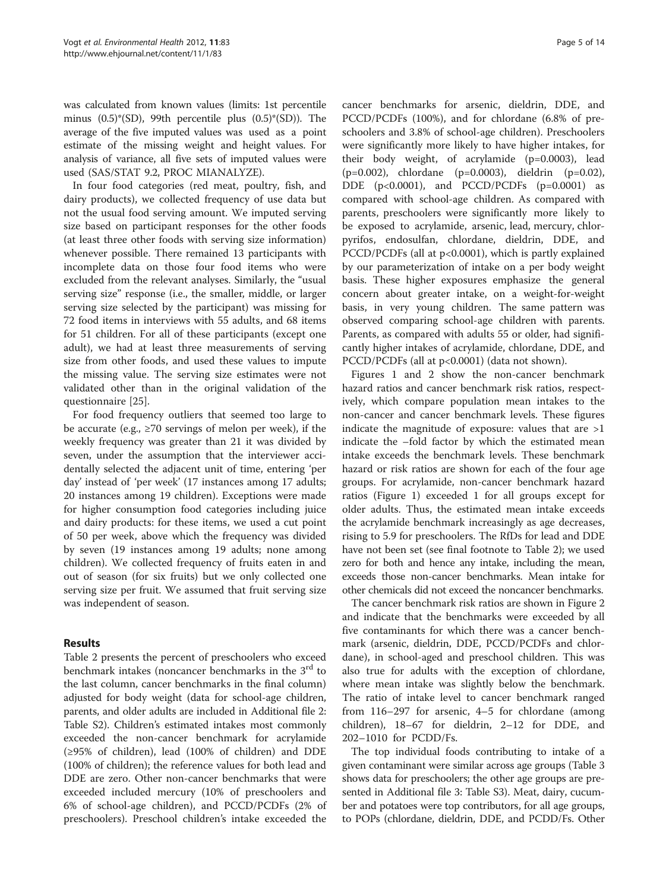was calculated from known values (limits: 1st percentile minus (0.5)*(SD), 99th percentile plus (0.5)*(SD)). The average of the five imputed values was used as a point estimate of the missing weight and height values. For analysis of variance, all five sets of imputed values were used (SAS/STAT 9.2, PROC MIANALYZE).

In four food categories (red meat, poultry, fish, and dairy products), we collected frequency of use data but not the usual food serving amount. We imputed serving size based on participant responses for the other foods (at least three other foods with serving size information) whenever possible. There remained 13 participants with incomplete data on those four food items who were excluded from the relevant analyses. Similarly, the "usual serving size" response (i.e., the smaller, middle, or larger serving size selected by the participant) was missing for 72 food items in interviews with 55 adults, and 68 items for 51 children. For all of these participants (except one adult), we had at least three measurements of serving size from other foods, and used these values to impute the missing value. The serving size estimates were not validated other than in the original validation of the questionnaire [25].

For food frequency outliers that seemed too large to be accurate (e.g., ≥70 servings of melon per week), if the weekly frequency was greater than 21 it was divided by seven, under the assumption that the interviewer accidentally selected the adjacent unit of time, entering 'per day' instead of 'per week' (17 instances among 17 adults; 20 instances among 19 children). Exceptions were made for higher consumption food categories including juice and dairy products: for these items, we used a cut point of 50 per week, above which the frequency was divided by seven (19 instances among 19 adults; none among children). We collected frequency of fruits eaten in and out of season (for six fruits) but we only collected one serving size per fruit. We assumed that fruit serving size was independent of season.

## Results

Table 2 presents the percent of preschoolers who exceed benchmark intakes (noncancer benchmarks in the 3rd to the last column, cancer benchmarks in the final column) adjusted for body weight (data for school-age children, parents, and older adults are included in Additional file 2: Table S2). Children's estimated intakes most commonly exceeded the non-cancer benchmark for acrylamide (≥95% of children), lead (100% of children) and DDE (100% of children); the reference values for both lead and DDE are zero. Other non-cancer benchmarks that were exceeded included mercury (10% of preschoolers and 6% of school-age children), and PCCD/PCDFs (2% of preschoolers). Preschool children's intake exceeded the cancer benchmarks for arsenic, dieldrin, DDE, and PCCD/PCDFs (100%), and for chlordane (6.8% of preschoolers and 3.8% of school-age children). Preschoolers were significantly more likely to have higher intakes, for their body weight, of acrylamide ($p=0.0003$), lead ($p=0.002$), chlordane ($p=0.0003$), dieldrin ($p=0.02$), DDE ($p<0.0001$), and PCCD/PCDFs ($p=0.0001$) as compared with school-age children. As compared with parents, preschoolers were significantly more likely to be exposed to acrylamide, arsenic, lead, mercury, chlorpyrifos, endosulfan, chlordane, dieldrin, DDE, and PCCD/PCDFs (all at $p<0.0001$), which is partly explained by our parameterization of intake on a per body weight basis. These higher exposures emphasize the general concern about greater intake, on a weight-for-weight basis, in very young children. The same pattern was observed comparing school-age children with parents. Parents, as compared with adults 55 or older, had significantly higher intakes of acrylamide, chlordane, DDE, and PCCD/PCDFs (all at $p<0.0001$) (data not shown).

Figures 1 and 2 show the non-cancer benchmark hazard ratios and cancer benchmark risk ratios, respectively, which compare population mean intakes to the non-cancer and cancer benchmark levels. These figures indicate the magnitude of exposure: values that are >1 indicate the –fold factor by which the estimated mean intake exceeds the benchmark levels. These benchmark hazard or risk ratios are shown for each of the four age groups. For acrylamide, non-cancer benchmark hazard ratios (Figure 1) exceeded 1 for all groups except for older adults. Thus, the estimated mean intake exceeds the acrylamide benchmark increasingly as age decreases, rising to 5.9 for preschoolers. The RfDs for lead and DDE have not been set (see final footnote to Table 2); we used zero for both and hence any intake, including the mean, exceeds those non-cancer benchmarks. Mean intake for other chemicals did not exceed the noncancer benchmarks.

The cancer benchmark risk ratios are shown in Figure 2 and indicate that the benchmarks were exceeded by all five contaminants for which there was a cancer benchmark (arsenic, dieldrin, DDE, PCCD/PCDFs and chlordane), in school-aged and preschool children. This was also true for adults with the exception of chlordane, where mean intake was slightly below the benchmark. The ratio of intake level to cancer benchmark ranged from 116–297 for arsenic, 4–5 for chlordane (among children), 18–67 for dieldrin, 2–12 for DDE, and 202–1010 for PCDD/Fs.

The top individual foods contributing to intake of a given contaminant were similar across age groups (Table 3 shows data for preschoolers; the other age groups are presented in Additional file 3: Table S3). Meat, dairy, cucumber and potatoes were top contributors, for all age groups, to POPs (chlordane, dieldrin, DDE, and PCDD/Fs. Other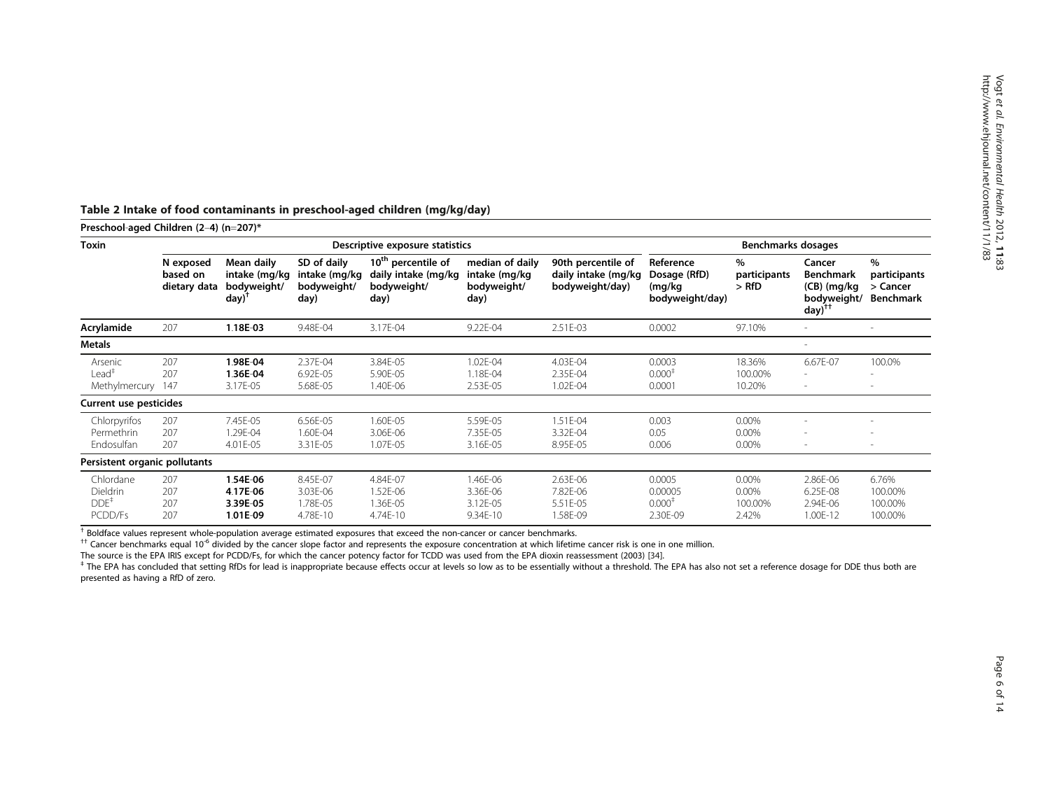**Table 2 Intake of food contaminants in preschool-aged children (mg/kg/day)**

| Preschool-aged Children (2–4) (n=207)* | | | | | | | | | | |
|---|---|---|---|---|---|---|---|---|---|---|
| **Toxin** | **Descriptive exposure statistics** | | | | | | **Benchmarks dosages** | | | |
| | **N exposed based on dietary data** | **Mean daily intake (mg/kg bodyweight/ day)†** | **SD of daily intake (mg/kg bodyweight/ day)** | **10th percentile of daily intake (mg/kg bodyweight/ day)** | **median of daily intake (mg/kg bodyweight/ day)** | **90th percentile of daily intake (mg/kg bodyweight/day)** | **Reference Dosage (RfD) (mg/kg bodyweight/day)** | **% participants > RfD** | **Cancer Benchmark (CB) (mg/kg bodyweight/ day)††** | **% participants > Cancer Benchmark** |
| **Acrylamide** | 207 | **1.18E-03** | 9.48E-04 | 3.17E-04 | 9.22E-04 | 2.51E-03 | 0.0002 | 97.10% | - | - |
| **Metals** | | | | | | | | | - | |
| Arsenic | 207 | **1.98E-04** | 2.37E-04 | 3.84E-05 | 1.02E-04 | 4.03E-04 | 0.0003 | 18.36% | 6.67E-07 | 100.0% |
| Lead‡ | 207 | **1.36E-04** | 6.92E-05 | 5.90E-05 | 1.18E-04 | 2.35E-04 | 0.000‡ | 100.00% | - | - |
| Methylmercury | 147 | 3.17E-05 | 5.68E-05 | 1.40E-06 | 2.53E-05 | 1.02E-04 | 0.0001 | 10.20% | - | - |
| **Current use pesticides** | | | | | | | | | | |
| Chlorpyrifos | 207 | 7.45E-05 | 6.56E-05 | 1.60E-05 | 5.59E-05 | 1.51E-04 | 0.003 | 0.00% | - | - |
| Permethrin | 207 | 1.29E-04 | 1.60E-04 | 3.06E-06 | 7.35E-05 | 3.32E-04 | 0.05 | 0.00% | - | - |
| Endosulfan | 207 | 4.01E-05 | 3.31E-05 | 1.07E-05 | 3.16E-05 | 8.95E-05 | 0.006 | 0.00% | - | - |
| **Persistent organic pollutants** | | | | | | | | | | |
| Chlordane | 207 | **1.54E-06** | 8.45E-07 | 4.84E-07 | 1.46E-06 | 2.63E-06 | 0.0005 | 0.00% | 2.86E-06 | 6.76% |
| Dieldrin | 207 | **4.17E-06** | 3.03E-06 | 1.52E-06 | 3.36E-06 | 7.82E-06 | 0.00005 | 0.00% | 6.25E-08 | 100.00% |
| DDE‡ | 207 | **3.39E-05** | 1.78E-05 | 1.36E-05 | 3.12E-05 | 5.51E-05 | 0.000‡ | 100.00% | 2.94E-06 | 100.00% |
| PCDD/Fs | 207 | **1.01E-09** | 4.78E-10 | 4.74E-10 | 9.34E-10 | 1.58E-09 | 2.30E-09 | 2.42% | 1.00E-12 | 100.00% |

† Boldface values represent whole-population average estimated exposures that exceed the non-cancer or cancer benchmarks.

†† Cancer benchmarks equal $10^{-6}$ divided by the cancer slope factor and represents the exposure concentration at which lifetime cancer risk is one in one million.

The source is the EPA IRIS except for PCDD/Fs, for which the cancer potency factor for TCDD was used from the EPA dioxin reassessment (2003) [34].

‡ The EPA has concluded that setting RfDs for lead is inappropriate because effects occur at levels so low as to be essentially without a threshold. The EPA has also not set a reference dosage for DDE thus both are presented as having a RfD of zero.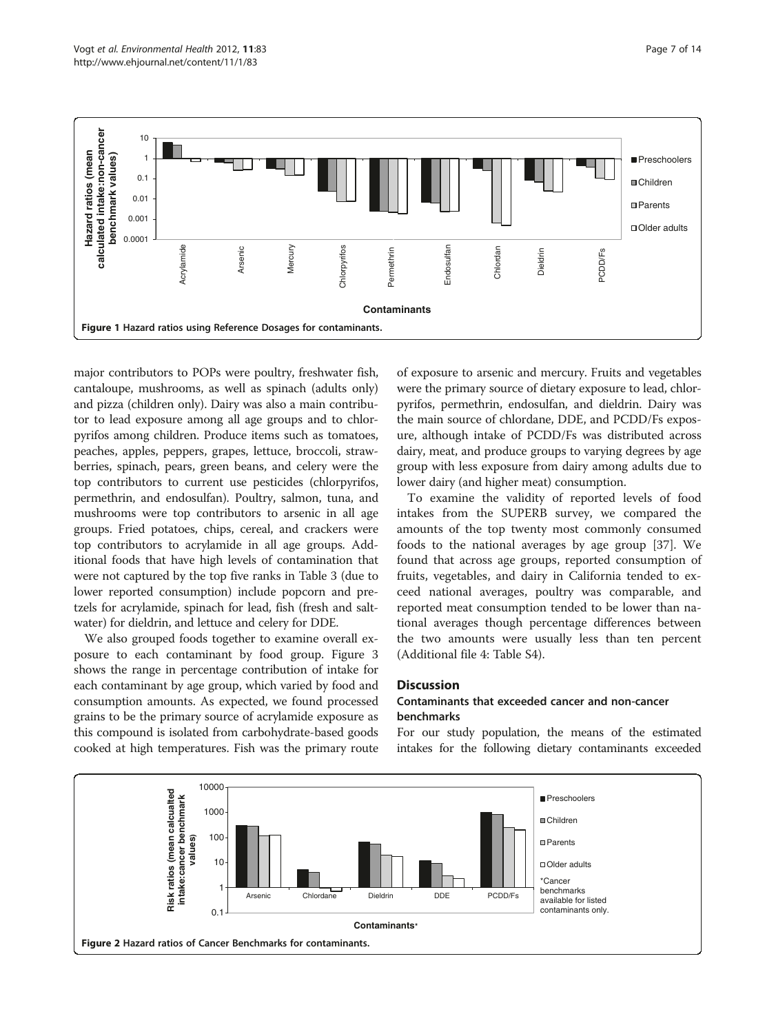Hazard ratios (mean calculated intake:non-cancer benchmark values)

10
1
0.1
0.01
0.001
0.0001

Acrylamide
Arsenic
Mercury
Chlorpyrifos
Permethrin
Endosulfan
Chlordan
Dieldrin
PCDD/Fs

Contaminants

■ Preschoolers
■ Children
□ Parents
□ Older adults

**Figure 1** Hazard ratios using Reference Dosages for contaminants.

major contributors to POPs were poultry, freshwater fish, cantaloupe, mushrooms, as well as spinach (adults only) and pizza (children only). Dairy was also a main contributor to lead exposure among all age groups and to chlorpyrifos among children. Produce items such as tomatoes, peaches, apples, peppers, grapes, lettuce, broccoli, strawberries, spinach, pears, green beans, and celery were the top contributors to current use pesticides (chlorpyrifos, permethrin, and endosulfan). Poultry, salmon, tuna, and mushrooms were top contributors to arsenic in all age groups. Fried potatoes, chips, cereal, and crackers were top contributors to acrylamide in all age groups. Additional foods that have high levels of contamination that were not captured by the top five ranks in Table 3 (due to lower reported consumption) include popcorn and pretzels for acrylamide, spinach for lead, fish (fresh and saltwater) for dieldrin, and lettuce and celery for DDE.

We also grouped foods together to examine overall exposure to each contaminant by food group. Figure 3 shows the range in percentage contribution of intake for each contaminant by age group, which varied by food and consumption amounts. As expected, we found processed grains to be the primary source of acrylamide exposure as this compound is isolated from carbohydrate-based goods cooked at high temperatures. Fish was the primary route of exposure to arsenic and mercury. Fruits and vegetables were the primary source of dietary exposure to lead, chlorpyrifos, permethrin, endosulfan, and dieldrin. Dairy was the main source of chlordane, DDE, and PCDD/Fs exposure, although intake of PCDD/Fs was distributed across dairy, meat, and produce groups to varying degrees by age group with less exposure from dairy among adults due to lower dairy (and higher meat) consumption.

To examine the validity of reported levels of food intakes from the SUPERB survey, we compared the amounts of the top twenty most commonly consumed foods to the national averages by age group [37]. We found that across age groups, reported consumption of fruits, vegetables, and dairy in California tended to exceed national averages, poultry was comparable, and reported meat consumption tended to be lower than national averages though percentage differences between the two amounts were usually less than ten percent (Additional file 4: Table S4).

## Discussion

### Contaminants that exceeded cancer and non-cancer benchmarks

For our study population, the means of the estimated intakes for the following dietary contaminants exceeded

Risk ratios (mean calcualted intake:cancer benchmark values)

10000
1000
100
10
1
0.1

Arsenic
Chlordane
Dieldrin
DDE
PCDD/Fs

Contaminants*

■ Preschoolers
■ Children
□ Parents
□ Older adults

*Cancer benchmarks available for listed contaminants only.

**Figure 2** Hazard ratios of Cancer Benchmarks for contaminants.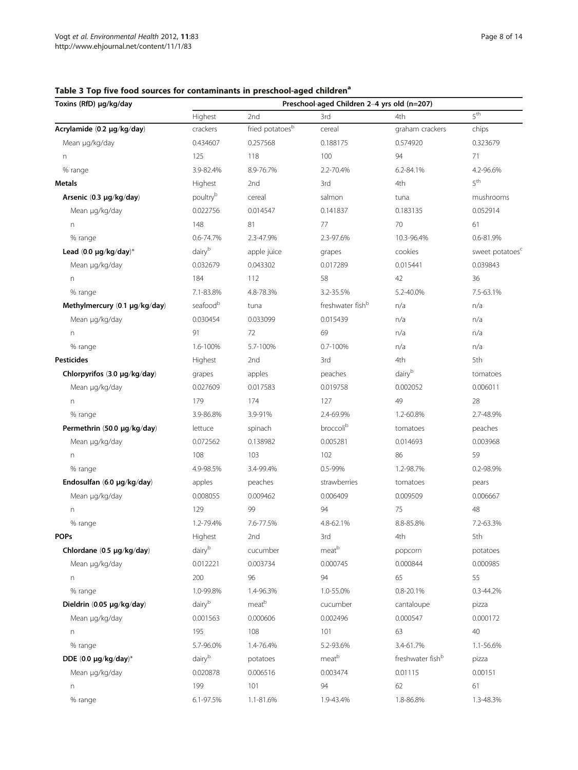**Table 3 Top five food sources for contaminants in preschool-aged children[a]**

| Toxins (RfD) μg/kg/day | Preschool-aged Children 2–4 yrs old (n=207) | | | | |
|---|---|---|---|---|---|
| | Highest | 2nd | 3rd | 4th | 5th |
| **Acrylamide (0.2 μg/kg/day)** | crackers | fried potatoes[b] | cereal | graham crackers | chips |
| Mean μg/kg/day | 0.434607 | 0.257568 | 0.188175 | 0.574920 | 0.323679 |
| n | 125 | 118 | 100 | 94 | 71 |
| % range | 3.9-82.4% | 8.9-76.7% | 2.2-70.4% | 6.2-84.1% | 4.2-96.6% |
| **Metals** | Highest | 2nd | 3rd | 4th | 5th |
| **Arsenic (0.3 μg/kg/day)** | poultry[b] | cereal | salmon | tuna | mushrooms |
| Mean μg/kg/day | 0.022756 | 0.014547 | 0.141837 | 0.183135 | 0.052914 |
| n | 148 | 81 | 77 | 70 | 61 |
| % range | 0.6-74.7% | 2.3-47.9% | 2.3-97.6% | 10.3-96.4% | 0.6-81.9% |
| **Lead (0.0 μg/kg/day)*** | dairy[b] | apple juice | grapes | cookies | sweet potatoes[c] |
| Mean μg/kg/day | 0.032679 | 0.043302 | 0.017289 | 0.015441 | 0.039843 |
| n | 184 | 112 | 58 | 42 | 36 |
| % range | 7.1-83.8% | 4.8-78.3% | 3.2-35.5% | 5.2-40.0% | 7.5-63.1% |
| **Methylmercury (0.1 μg/kg/day)** | seafood[b] | tuna | freshwater fish[b] | n/a | n/a |
| Mean μg/kg/day | 0.030454 | 0.033099 | 0.015439 | n/a | n/a |
| n | 91 | 72 | 69 | n/a | n/a |
| % range | 1.6-100% | 5.7-100% | 0.7-100% | n/a | n/a |
| **Pesticides** | Highest | 2nd | 3rd | 4th | 5th |
| **Chlorpyrifos (3.0 μg/kg/day)** | grapes | apples | peaches | dairy[b] | tomatoes |
| Mean μg/kg/day | 0.027609 | 0.017583 | 0.019758 | 0.002052 | 0.006011 |
| n | 179 | 174 | 127 | 49 | 28 |
| % range | 3.9-86.8% | 3.9-91% | 2.4-69.9% | 1.2-60.8% | 2.7-48.9% |
| **Permethrin (50.0 μg/kg/day)** | lettuce | spinach | broccoli[b] | tomatoes | peaches |
| Mean μg/kg/day | 0.072562 | 0.138982 | 0.005281 | 0.014693 | 0.003968 |
| n | 108 | 103 | 102 | 86 | 59 |
| % range | 4.9-98.5% | 3.4-99.4% | 0.5-99% | 1.2-98.7% | 0.2-98.9% |
| **Endosulfan (6.0 μg/kg/day)** | apples | peaches | strawberries | tomatoes | pears |
| Mean μg/kg/day | 0.008055 | 0.009462 | 0.006409 | 0.009509 | 0.006667 |
| n | 129 | 99 | 94 | 75 | 48 |
| % range | 1.2-79.4% | 7.6-77.5% | 4.8-62.1% | 8.8-85.8% | 7.2-63.3% |
| **POPs** | Highest | 2nd | 3rd | 4th | 5th |
| **Chlordane (0.5 μg/kg/day)** | dairy[b] | cucumber | meat[b] | popcorn | potatoes |
| Mean μg/kg/day | 0.012221 | 0.003734 | 0.000745 | 0.000844 | 0.000985 |
| n | 200 | 96 | 94 | 65 | 55 |
| % range | 1.0-99.8% | 1.4-96.3% | 1.0-55.0% | 0.8-20.1% | 0.3-44.2% |
| **Dieldrin (0.05 μg/kg/day)** | dairy[b] | meat[b] | cucumber | cantaloupe | pizza |
| Mean μg/kg/day | 0.001563 | 0.000606 | 0.002496 | 0.000547 | 0.000172 |
| n | 195 | 108 | 101 | 63 | 40 |
| % range | 5.7-96.0% | 1.4-76.4% | 5.2-93.6% | 3.4-61.7% | 1.1-56.6% |
| **DDE (0.0 μg/kg/day)*** | dairy[b] | potatoes | meat[b] | freshwater fish[b] | pizza |
| Mean μg/kg/day | 0.020878 | 0.006516 | 0.003474 | 0.01115 | 0.00151 |
| n | 199 | 101 | 94 | 62 | 61 |
| % range | 6.1-97.5% | 1.1-81.6% | 1.9-43.4% | 1.8-86.8% | 1.3-48.3% |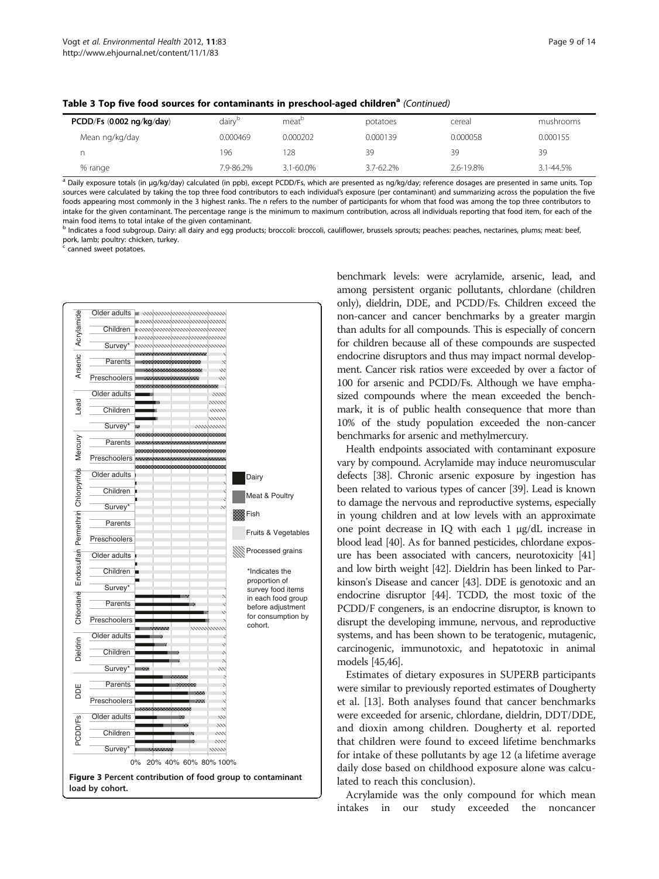**Table 3 Top five food sources for contaminants in preschool-aged children[a]** *(Continued)*

| PCDD/Fs (0.002 ng/kg/day) | dairy[b] | meat[b] | potatoes | cereal | mushrooms |
|---|---|---|---|---|---|
| Mean ng/kg/day | 0.000469 | 0.000202 | 0.000139 | 0.000058 | 0.000155 |
| n | 196 | 128 | 39 | 39 | 39 |
| % range | 7.9-86.2% | 3.1-60.0% | 3.7-62.2% | 2.6-19.8% | 3.1-44.5% |

[a] Daily exposure totals (in μg/kg/day) calculated (in ppb), except PCDD/Fs, which are presented as ng/kg/day; reference dosages are presented in same units. Top sources were calculated by taking the top three food contributors to each individual's exposure (per contaminant) and summarizing across the population the five foods appearing most commonly in the 3 highest ranks. The n refers to the number of participants for whom that food was among the top three contributors to intake for the given contaminant. The percentage range is the minimum to maximum contribution, across all individuals reporting that food item, for each of the main food items to total intake of the given contaminant.
[b] Indicates a food subgroup. Dairy: all dairy and egg products; broccoli: broccoli, cauliflower, brussels sprouts; peaches: peaches, nectarines, plums; meat: beef, pork, lamb; poultry: chicken, turkey.
[c] canned sweet potatoes.

**Figure 3 Percent contribution of food group to contaminant load by cohort.**

benchmark levels: were acrylamide, arsenic, lead, and among persistent organic pollutants, chlordane (children only), dieldrin, DDE, and PCDD/Fs. Children exceed the non-cancer and cancer benchmarks by a greater margin than adults for all compounds. This is especially of concern for children because all of these compounds are suspected endocrine disruptors and thus may impact normal development. Cancer risk ratios were exceeded by over a factor of 100 for arsenic and PCDD/Fs. Although we have emphasized compounds where the mean exceeded the benchmark, it is of public health consequence that more than 10% of the study population exceeded the non-cancer benchmarks for arsenic and methylmercury.

Health endpoints associated with contaminant exposure vary by compound. Acrylamide may induce neuromuscular defects [38]. Chronic arsenic exposure by ingestion has been related to various types of cancer [39]. Lead is known to damage the nervous and reproductive systems, especially in young children and at low levels with an approximate one point decrease in IQ with each 1 μg/dL increase in blood lead [40]. As for banned pesticides, chlordane exposure has been associated with cancers, neurotoxicity [41] and low birth weight [42]. Dieldrin has been linked to Parkinson's Disease and cancer [43]. DDE is genotoxic and an endocrine disruptor [44]. TCDD, the most toxic of the PCDD/F congeners, is an endocrine disruptor, is known to disrupt the developing immune, nervous, and reproductive systems, and has been shown to be teratogenic, mutagenic, carcinogenic, immunotoxic, and hepatotoxic in animal models [45,46].

Estimates of dietary exposures in SUPERB participants were similar to previously reported estimates of Dougherty et al. [13]. Both analyses found that cancer benchmarks were exceeded for arsenic, chlordane, dieldrin, DDT/DDE, and dioxin among children. Dougherty et al. reported that children were found to exceed lifetime benchmarks for intake of these pollutants by age 12 (a lifetime average daily dose based on childhood exposure alone was calculated to reach this conclusion).

Acrylamide was the only compound for which mean intakes in our study exceeded the noncancer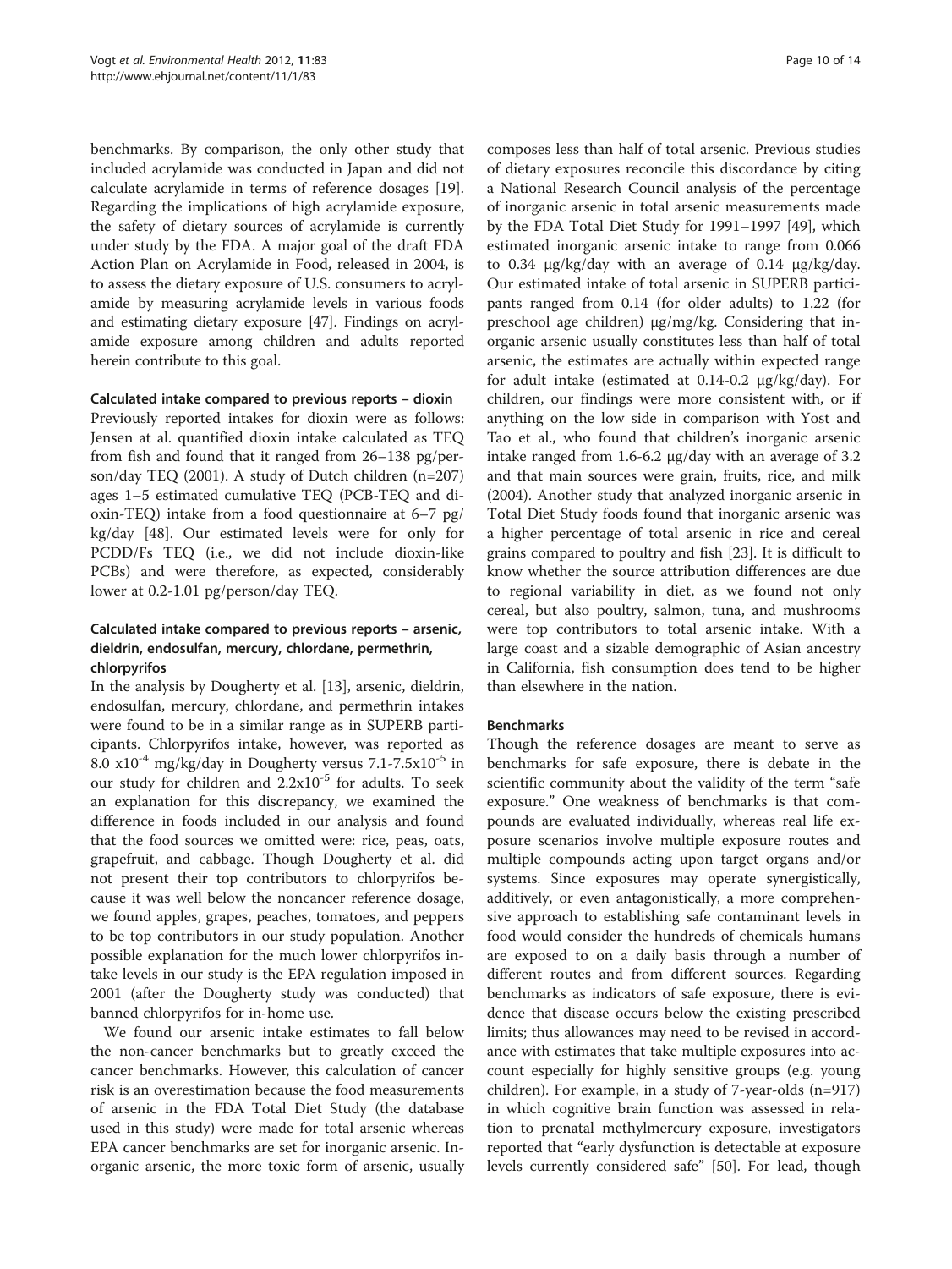benchmarks. By comparison, the only other study that included acrylamide was conducted in Japan and did not calculate acrylamide in terms of reference dosages [19]. Regarding the implications of high acrylamide exposure, the safety of dietary sources of acrylamide is currently under study by the FDA. A major goal of the draft FDA Action Plan on Acrylamide in Food, released in 2004, is to assess the dietary exposure of U.S. consumers to acrylamide by measuring acrylamide levels in various foods and estimating dietary exposure [47]. Findings on acrylamide exposure among children and adults reported herein contribute to this goal.

#### Calculated intake compared to previous reports – dioxin

Previously reported intakes for dioxin were as follows: Jensen at al. quantified dioxin intake calculated as TEQ from fish and found that it ranged from 26–138 pg/person/day TEQ (2001). A study of Dutch children (n=207) ages 1–5 estimated cumulative TEQ (PCB-TEQ and dioxin-TEQ) intake from a food questionnaire at 6–7 pg/kg/day [48]. Our estimated levels were for only for PCDD/Fs TEQ (i.e., we did not include dioxin-like PCBs) and were therefore, as expected, considerably lower at 0.2-1.01 pg/person/day TEQ.

#### Calculated intake compared to previous reports – arsenic, dieldrin, endosulfan, mercury, chlordane, permethrin, chlorpyrifos

In the analysis by Dougherty et al. [13], arsenic, dieldrin, endosulfan, mercury, chlordane, and permethrin intakes were found to be in a similar range as in SUPERB participants. Chlorpyrifos intake, however, was reported as $8.0 \times 10^{-4}$ mg/kg/day in Dougherty versus $7.1\text{-}7.5 \times 10^{-5}$ in our study for children and $2.2 \times 10^{-5}$ for adults. To seek an explanation for this discrepancy, we examined the difference in foods included in our analysis and found that the food sources we omitted were: rice, peas, oats, grapefruit, and cabbage. Though Dougherty et al. did not present their top contributors to chlorpyrifos because it was well below the noncancer reference dosage, we found apples, grapes, peaches, tomatoes, and peppers to be top contributors in our study population. Another possible explanation for the much lower chlorpyrifos intake levels in our study is the EPA regulation imposed in 2001 (after the Dougherty study was conducted) that banned chlorpyrifos for in-home use.

We found our arsenic intake estimates to fall below the non-cancer benchmarks but to greatly exceed the cancer benchmarks. However, this calculation of cancer risk is an overestimation because the food measurements of arsenic in the FDA Total Diet Study (the database used in this study) were made for total arsenic whereas EPA cancer benchmarks are set for inorganic arsenic. Inorganic arsenic, the more toxic form of arsenic, usually composes less than half of total arsenic. Previous studies of dietary exposures reconcile this discordance by citing a National Research Council analysis of the percentage of inorganic arsenic in total arsenic measurements made by the FDA Total Diet Study for 1991–1997 [49], which estimated inorganic arsenic intake to range from 0.066 to 0.34 μg/kg/day with an average of 0.14 μg/kg/day. Our estimated intake of total arsenic in SUPERB participants ranged from 0.14 (for older adults) to 1.22 (for preschool age children) μg/mg/kg. Considering that inorganic arsenic usually constitutes less than half of total arsenic, the estimates are actually within expected range for adult intake (estimated at 0.14-0.2 μg/kg/day). For children, our findings were more consistent with, or if anything on the low side in comparison with Yost and Tao et al., who found that children's inorganic arsenic intake ranged from 1.6-6.2 μg/day with an average of 3.2 and that main sources were grain, fruits, rice, and milk (2004). Another study that analyzed inorganic arsenic in Total Diet Study foods found that inorganic arsenic was a higher percentage of total arsenic in rice and cereal grains compared to poultry and fish [23]. It is difficult to know whether the source attribution differences are due to regional variability in diet, as we found not only cereal, but also poultry, salmon, tuna, and mushrooms were top contributors to total arsenic intake. With a large coast and a sizable demographic of Asian ancestry in California, fish consumption does tend to be higher than elsewhere in the nation.

#### Benchmarks

Though the reference dosages are meant to serve as benchmarks for safe exposure, there is debate in the scientific community about the validity of the term "safe exposure." One weakness of benchmarks is that compounds are evaluated individually, whereas real life exposure scenarios involve multiple exposure routes and multiple compounds acting upon target organs and/or systems. Since exposures may operate synergistically, additively, or even antagonistically, a more comprehensive approach to establishing safe contaminant levels in food would consider the hundreds of chemicals humans are exposed to on a daily basis through a number of different routes and from different sources. Regarding benchmarks as indicators of safe exposure, there is evidence that disease occurs below the existing prescribed limits; thus allowances may need to be revised in accordance with estimates that take multiple exposures into account especially for highly sensitive groups (e.g. young children). For example, in a study of 7-year-olds (n=917) in which cognitive brain function was assessed in relation to prenatal methylmercury exposure, investigators reported that "early dysfunction is detectable at exposure levels currently considered safe" [50]. For lead, though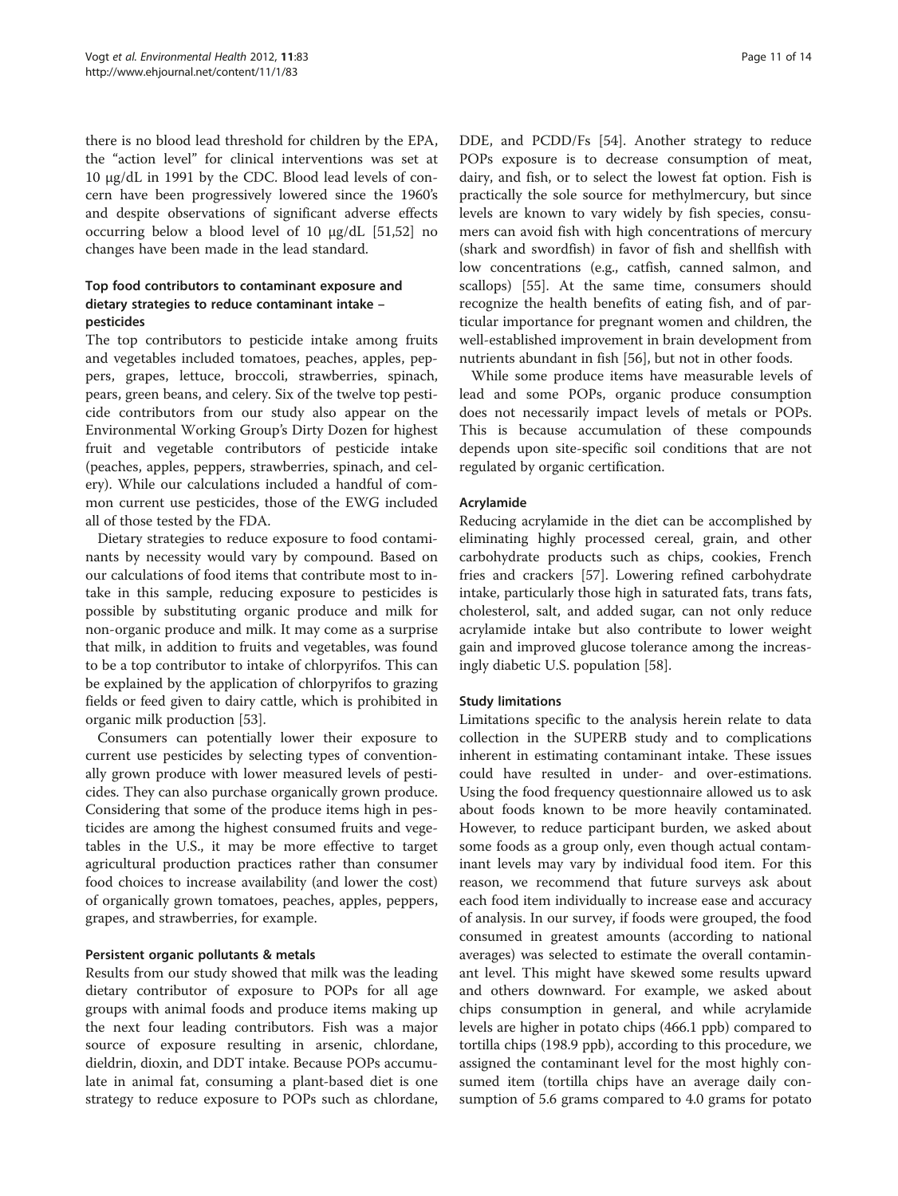there is no blood lead threshold for children by the EPA, the "action level" for clinical interventions was set at 10 μg/dL in 1991 by the CDC. Blood lead levels of concern have been progressively lowered since the 1960's and despite observations of significant adverse effects occurring below a blood level of 10 μg/dL [51,52] no changes have been made in the lead standard.

### Top food contributors to contaminant exposure and dietary strategies to reduce contaminant intake – pesticides

The top contributors to pesticide intake among fruits and vegetables included tomatoes, peaches, apples, peppers, grapes, lettuce, broccoli, strawberries, spinach, pears, green beans, and celery. Six of the twelve top pesticide contributors from our study also appear on the Environmental Working Group's Dirty Dozen for highest fruit and vegetable contributors of pesticide intake (peaches, apples, peppers, strawberries, spinach, and celery). While our calculations included a handful of common current use pesticides, those of the EWG included all of those tested by the FDA.

Dietary strategies to reduce exposure to food contaminants by necessity would vary by compound. Based on our calculations of food items that contribute most to intake in this sample, reducing exposure to pesticides is possible by substituting organic produce and milk for non-organic produce and milk. It may come as a surprise that milk, in addition to fruits and vegetables, was found to be a top contributor to intake of chlorpyrifos. This can be explained by the application of chlorpyrifos to grazing fields or feed given to dairy cattle, which is prohibited in organic milk production [53].

Consumers can potentially lower their exposure to current use pesticides by selecting types of conventionally grown produce with lower measured levels of pesticides. They can also purchase organically grown produce. Considering that some of the produce items high in pesticides are among the highest consumed fruits and vegetables in the U.S., it may be more effective to target agricultural production practices rather than consumer food choices to increase availability (and lower the cost) of organically grown tomatoes, peaches, apples, peppers, grapes, and strawberries, for example.

#### Persistent organic pollutants & metals

Results from our study showed that milk was the leading dietary contributor of exposure to POPs for all age groups with animal foods and produce items making up the next four leading contributors. Fish was a major source of exposure resulting in arsenic, chlordane, dieldrin, dioxin, and DDT intake. Because POPs accumulate in animal fat, consuming a plant-based diet is one strategy to reduce exposure to POPs such as chlordane, DDE, and PCDD/Fs [54]. Another strategy to reduce POPs exposure is to decrease consumption of meat, dairy, and fish, or to select the lowest fat option. Fish is practically the sole source for methylmercury, but since levels are known to vary widely by fish species, consumers can avoid fish with high concentrations of mercury (shark and swordfish) in favor of fish and shellfish with low concentrations (e.g., catfish, canned salmon, and scallops) [55]. At the same time, consumers should recognize the health benefits of eating fish, and of particular importance for pregnant women and children, the well-established improvement in brain development from nutrients abundant in fish [56], but not in other foods.

While some produce items have measurable levels of lead and some POPs, organic produce consumption does not necessarily impact levels of metals or POPs. This is because accumulation of these compounds depends upon site-specific soil conditions that are not regulated by organic certification.

#### Acrylamide

Reducing acrylamide in the diet can be accomplished by eliminating highly processed cereal, grain, and other carbohydrate products such as chips, cookies, French fries and crackers [57]. Lowering refined carbohydrate intake, particularly those high in saturated fats, trans fats, cholesterol, salt, and added sugar, can not only reduce acrylamide intake but also contribute to lower weight gain and improved glucose tolerance among the increasingly diabetic U.S. population [58].

#### Study limitations

Limitations specific to the analysis herein relate to data collection in the SUPERB study and to complications inherent in estimating contaminant intake. These issues could have resulted in under- and over-estimations. Using the food frequency questionnaire allowed us to ask about foods known to be more heavily contaminated. However, to reduce participant burden, we asked about some foods as a group only, even though actual contaminant levels may vary by individual food item. For this reason, we recommend that future surveys ask about each food item individually to increase ease and accuracy of analysis. In our survey, if foods were grouped, the food consumed in greatest amounts (according to national averages) was selected to estimate the overall contaminant level. This might have skewed some results upward and others downward. For example, we asked about chips consumption in general, and while acrylamide levels are higher in potato chips (466.1 ppb) compared to tortilla chips (198.9 ppb), according to this procedure, we assigned the contaminant level for the most highly consumed item (tortilla chips have an average daily consumption of 5.6 grams compared to 4.0 grams for potato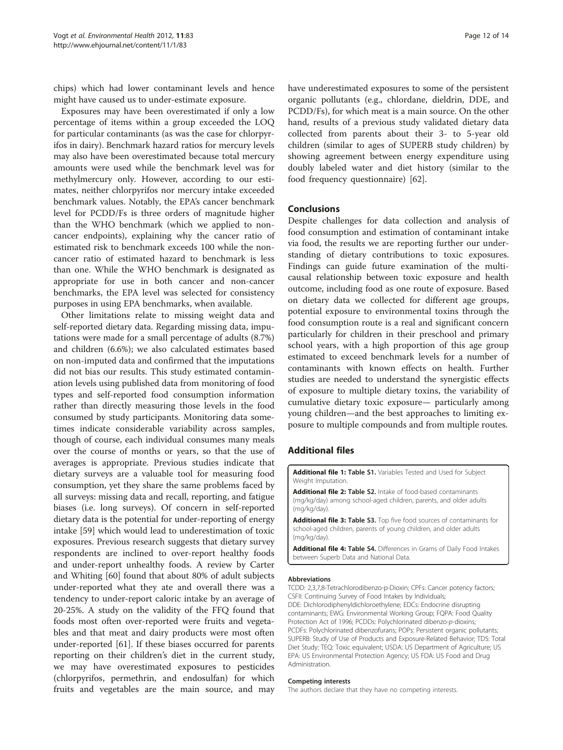chips) which had lower contaminant levels and hence might have caused us to under-estimate exposure.

Exposures may have been overestimated if only a low percentage of items within a group exceeded the LOQ for particular contaminants (as was the case for chlorpyrifos in dairy). Benchmark hazard ratios for mercury levels may also have been overestimated because total mercury amounts were used while the benchmark level was for methylmercury only. However, according to our estimates, neither chlorpyrifos nor mercury intake exceeded benchmark values. Notably, the EPA's cancer benchmark level for PCDD/Fs is three orders of magnitude higher than the WHO benchmark (which we applied to non-cancer endpoints), explaining why the cancer ratio of estimated risk to benchmark exceeds 100 while the non-cancer ratio of estimated hazard to benchmark is less than one. While the WHO benchmark is designated as appropriate for use in both cancer and non-cancer benchmarks, the EPA level was selected for consistency purposes in using EPA benchmarks, when available.

Other limitations relate to missing weight data and self-reported dietary data. Regarding missing data, imputations were made for a small percentage of adults (8.7%) and children (6.6%); we also calculated estimates based on non-imputed data and confirmed that the imputations did not bias our results. This study estimated contamination levels using published data from monitoring of food types and self-reported food consumption information rather than directly measuring those levels in the food consumed by study participants. Monitoring data sometimes indicate considerable variability across samples, though of course, each individual consumes many meals over the course of months or years, so that the use of averages is appropriate. Previous studies indicate that dietary surveys are a valuable tool for measuring food consumption, yet they share the same problems faced by all surveys: missing data and recall, reporting, and fatigue biases (i.e. long surveys). Of concern in self-reported dietary data is the potential for under-reporting of energy intake [59] which would lead to underestimation of toxic exposures. Previous research suggests that dietary survey respondents are inclined to over-report healthy foods and under-report unhealthy foods. A review by Carter and Whiting [60] found that about 80% of adult subjects under-reported what they ate and overall there was a tendency to under-report caloric intake by an average of 20-25%. A study on the validity of the FFQ found that foods most often over-reported were fruits and vegetables and that meat and dairy products were most often under-reported [61]. If these biases occurred for parents reporting on their children's diet in the current study, we may have overestimated exposures to pesticides (chlorpyrifos, permethrin, and endosulfan) for which fruits and vegetables are the main source, and may have underestimated exposures to some of the persistent organic pollutants (e.g., chlordane, dieldrin, DDE, and PCDD/Fs), for which meat is a main source. On the other hand, results of a previous study validated dietary data collected from parents about their 3- to 5-year old children (similar to ages of SUPERB study children) by showing agreement between energy expenditure using doubly labeled water and diet history (similar to the food frequency questionnaire) [62].

## Conclusions

Despite challenges for data collection and analysis of food consumption and estimation of contaminant intake via food, the results we are reporting further our understanding of dietary contributions to toxic exposures. Findings can guide future examination of the multi-causal relationship between toxic exposure and health outcome, including food as one route of exposure. Based on dietary data we collected for different age groups, potential exposure to environmental toxins through the food consumption route is a real and significant concern particularly for children in their preschool and primary school years, with a high proportion of this age group estimated to exceed benchmark levels for a number of contaminants with known effects on health. Further studies are needed to understand the synergistic effects of exposure to multiple dietary toxins, the variability of cumulative dietary toxic exposure— particularly among young children—and the best approaches to limiting exposure to multiple compounds and from multiple routes.

## Additional files

**Additional file 1: Table S1.** Variables Tested and Used for Subject Weight Imputation.

**Additional file 2: Table S2.** Intake of food-based contaminants (mg/kg/day) among school-aged children, parents, and older adults (mg/kg/day).

**Additional file 3: Table S3.** Top five food sources of contaminants for school-aged children, parents of young children, and older adults (mg/kg/day).

**Additional file 4: Table S4.** Differences in Grams of Daily Food Intakes between Superb Data and National Data.

#### Abbreviations

TCDD: 2,3,7,8-Tetrachlorodibenzo-p-Dioxin; CPFs: Cancer potency factors; CSFII: Continuing Survey of Food Intakes by Individuals; DDE: Dichlorodiphenyldichloroethylene; EDCs: Endocrine disrupting contaminants; EWG: Environmental Working Group; FQPA: Food Quality Protection Act of 1996; PCDDs: Polychlorinated dibenzo-*p*-dioxins; PCDFs: Polychlorinated dibenzofurans; POPs: Persistent organic pollutants; SUPERB: Study of Use of Products and Exposure-Related Behavior; TDS: Total Diet Study; TEQ: Toxic equivalent; USDA: US Department of Agriculture; US EPA: US Environmental Protection Agency; US FDA: US Food and Drug Administration.

#### Competing interests

The authors declare that they have no competing interests.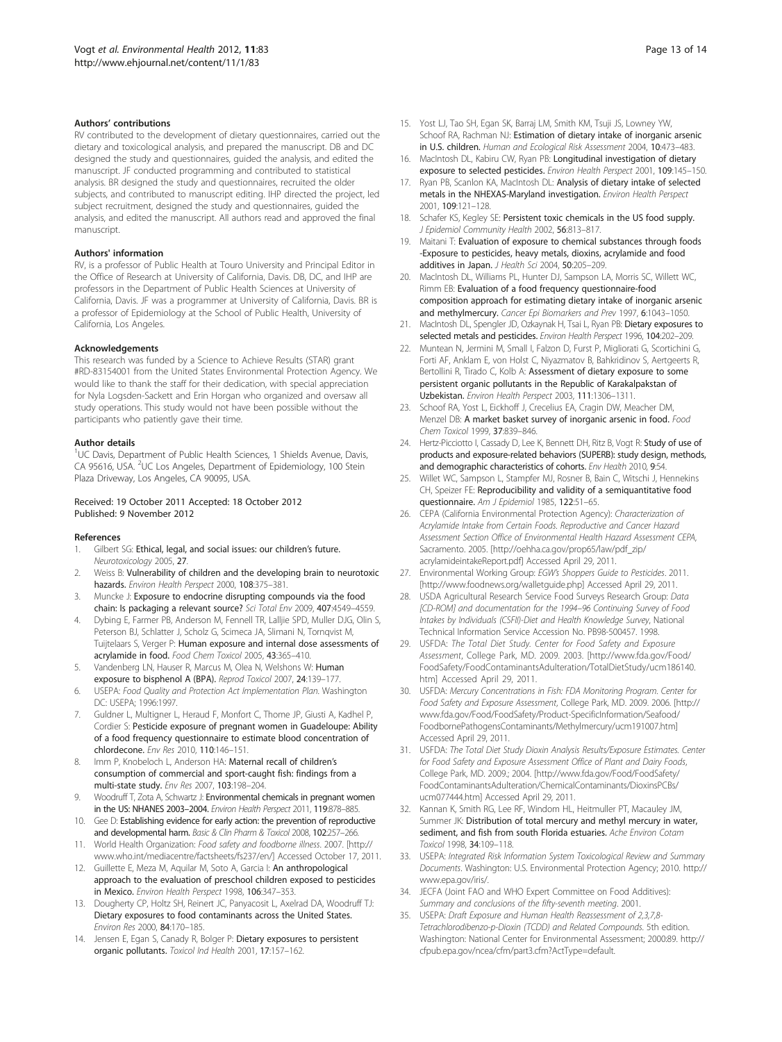#### Authors' contributions

RV contributed to the development of dietary questionnaires, carried out the dietary and toxicological analysis, and prepared the manuscript. DB and DC designed the study and questionnaires, guided the analysis, and edited the manuscript. JF conducted programming and contributed to statistical analysis. BR designed the study and questionnaires, recruited the older subjects, and contributed to manuscript editing. IHP directed the project, led subject recruitment, designed the study and questionnaires, guided the analysis, and edited the manuscript. All authors read and approved the final manuscript.

#### Authors' information

RV, is a professor of Public Health at Touro University and Principal Editor in the Office of Research at University of California, Davis. DB, DC, and IHP are professors in the Department of Public Health Sciences at University of California, Davis. JF was a programmer at University of California, Davis. BR is a professor of Epidemiology at the School of Public Health, University of California, Los Angeles.

#### Acknowledgements

This research was funded by a Science to Achieve Results (STAR) grant #RD-83154001 from the United States Environmental Protection Agency. We would like to thank the staff for their dedication, with special appreciation for Nyla Logsden-Sackett and Erin Horgan who organized and oversaw all study operations. This study would not have been possible without the participants who patiently gave their time.

#### Author details

[1]UC Davis, Department of Public Health Sciences, 1 Shields Avenue, Davis, CA 95616, USA. [2]UC Los Angeles, Department of Epidemiology, 100 Stein Plaza Driveway, Los Angeles, CA 90095, USA.

Received: 19 October 2011 Accepted: 18 October 2012
Published: 9 November 2012

#### References

1. Gilbert SG: **Ethical, legal, and social issues: our children's future.** *Neurotoxicology* 2005, **27**.
2. Weiss B: **Vulnerability of children and the developing brain to neurotoxic hazards.** *Environ Health Perspect* 2000, **108**:375–381.
3. Muncke J: **Exposure to endocrine disrupting compounds via the food chain: Is packaging a relevant source?** *Sci Total Env* 2009, **407**:4549–4559.
4. Dybing E, Farmer PB, Anderson M, Fennell TR, Lalljie SPD, Muller DJG, Olin S, Peterson BJ, Schlatter J, Scholz G, Scimeca JA, Slimani N, Tornqvist M, Tuijtelaars S, Verger P: **Human exposure and internal dose assessments of acrylamide in food.** *Food Chem Toxicol* 2005, **43**:365–410.
5. Vandenberg LN, Hauser R, Marcus M, Olea N, Welshons W: **Human exposure to bisphenol A (BPA).** *Reprod Toxicol* 2007, **24**:139–177.
6. USEPA: *Food Quality and Protection Act Implementation Plan*. Washington DC: USEPA; 1996:1997.
7. Guldner L, Multigner L, Heraud F, Monfort C, Thome JP, Giusti A, Kadhel P, Cordier S: **Pesticide exposure of pregnant women in Guadeloupe: Ability of a food frequency questionnaire to estimate blood concentration of chlordecone.** *Env Res* 2010, **110**:146–151.
8. Imm P, Knobeloch L, Anderson HA: **Maternal recall of children's consumption of commercial and sport-caught fish: findings from a multi-state study.** *Env Res* 2007, **103**:198–204.
9. Woodruff T, Zota A, Schwartz J: **Environmental chemicals in pregnant women in the US: NHANES 2003–2004.** *Environ Health Perspect* 2011, **119**:878–885.
10. Gee D: **Establishing evidence for early action: the prevention of reproductive and developmental harm.** *Basic & Clin Pharm & Toxicol* 2008, **102**:257–266.
11. World Health Organization: *Food safety and foodborne illness*. 2007. [http://www.who.int/mediacentre/factsheets/fs237/en/] Accessed October 17, 2011.
12. Guillette E, Meza M, Aquilar M, Soto A, Garcia I: **An anthropological approach to the evaluation of preschool children exposed to pesticides in Mexico.** *Environ Health Perspect* 1998, **106**:347–353.
13. Dougherty CP, Holtz SH, Reinert JC, Panyacosit L, Axelrad DA, Woodruff TJ: **Dietary exposures to food contaminants across the United States.** *Environ Res* 2000, **84**:170–185.
14. Jensen E, Egan S, Canady R, Bolger P: **Dietary exposures to persistent organic pollutants.** *Toxicol Ind Health* 2001, **17**:157–162.
15. Yost LJ, Tao SH, Egan SK, Barraj LM, Smith KM, Tsuji JS, Lowney YW, Schoof RA, Rachman NJ: **Estimation of dietary intake of inorganic arsenic in U.S. children.** *Human and Ecological Risk Assessment* 2004, **10**:473–483.
16. MacIntosh DL, Kabiru CW, Ryan PB: **Longitudinal investigation of dietary exposure to selected pesticides.** *Environ Health Perspect* 2001, **109**:145–150.
17. Ryan PB, Scanlon KA, MacIntosh DL: **Analysis of dietary intake of selected metals in the NHEXAS-Maryland investigation.** *Environ Health Perspect* 2001, **109**:121–128.
18. Schafer KS, Kegley SE: **Persistent toxic chemicals in the US food supply.** *J Epidemiol Community Health* 2002, **56**:813–817.
19. Maitani T: **Evaluation of exposure to chemical substances through foods -Exposure to pesticides, heavy metals, dioxins, acrylamide and food additives in Japan.** *J Health Sci* 2004, **50**:205–209.
20. MacIntosh DL, Williams PL, Hunter DJ, Sampson LA, Morris SC, Willett WC, Rimm EB: **Evaluation of a food frequency questionnaire-food composition approach for estimating dietary intake of inorganic arsenic and methylmercury.** *Cancer Epi Biomarkers and Prev* 1997, **6**:1043–1050.
21. MacIntosh DL, Spengler JD, Ozkaynak H, Tsai L, Ryan PB: **Dietary exposures to selected metals and pesticides.** *Environ Health Perspect* 1996, **104**:202–209.
22. Muntean N, Jermini M, Small I, Falzon D, Furst P, Migliorati G, Scortichini G, Forti AF, Anklam E, von Holst C, Niyazmatov B, Bahkridinov S, Aertgeerts R, Bertollini R, Tirado C, Kolb A: **Assessment of dietary exposure to some persistent organic pollutants in the Republic of Karakalpakstan of Uzbekistan.** *Environ Health Perspect* 2003, **111**:1306–1311.
23. Schoof RA, Yost L, Eickhoff J, Crecelius EA, Cragin DW, Meacher DM, Menzel DB: **A market basket survey of inorganic arsenic in food.** *Food Chem Toxicol* 1999, **37**:839–846.
24. Hertz-Picciotto I, Cassady D, Lee K, Bennett DH, Ritz B, Vogt R: **Study of use of products and exposure-related behaviors (SUPERB): study design, methods, and demographic characteristics of cohorts.** *Env Health* 2010, **9**:54.
25. Willet WC, Sampson L, Stampfer MJ, Rosner B, Bain C, Witschi J, Hennekins CH, Speizer FE: **Reproducibility and validity of a semiquantitative food questionnaire.** *Am J Epidemiol* 1985, **122**:51–65.
26. CEPA (California Environmental Protection Agency): *Characterization of Acrylamide Intake from Certain Foods. Reproductive and Cancer Hazard Assessment Section Office of Environmental Health Hazard Assessment CEPA*, Sacramento. 2005. [http://oehha.ca.gov/prop65/law/pdf_zip/acrylamideintakeReport.pdf] Accessed April 29, 2011.
27. Environmental Working Group: *EGW's Shoppers Guide to Pesticides*. 2011. [http://www.foodnews.org/walletguide.php] Accessed April 29, 2011.
28. USDA Agricultural Research Service Food Surveys Research Group: *Data [CD-ROM] and documentation for the 1994–96 Continuing Survey of Food Intakes by Individuals (CSFII)-Diet and Health Knowledge Survey*, National Technical Information Service Accession No. PB98-500457. 1998.
29. USFDA: *The Total Diet Study. Center for Food Safety and Exposure Assessment*, College Park, MD. 2009. 2003. [http://www.fda.gov/Food/FoodSafety/FoodContaminantsAdulteration/TotalDietStudy/ucm186140.htm] Accessed April 29, 2011.
30. USFDA: *Mercury Concentrations in Fish: FDA Monitoring Program. Center for Food Safety and Exposure Assessment*, College Park, MD. 2009. 2006. [http://www.fda.gov/Food/FoodSafety/Product-SpecificInformation/Seafood/FoodbornePathogensContaminants/Methylmercury/ucm191007.htm] Accessed April 29, 2011.
31. USFDA: *The Total Diet Study Dioxin Analysis Results/Exposure Estimates. Center for Food Safety and Exposure Assessment Office of Plant and Dairy Foods*, College Park, MD. 2009.; 2004. [http://www.fda.gov/Food/FoodSafety/FoodContaminantsAdulteration/ChemicalContaminants/DioxinsPCBs/ucm077444.htm] Accessed April 29, 2011.
32. Kannan K, Smith RG, Lee RF, Windom HL, Heitmuller PT, Macauley JM, Summer JK: **Distribution of total mercury and methyl mercury in water, sediment, and fish from south Florida estuaries.** *Ache Environ Cotam Toxicol* 1998, **34**:109–118.
33. USEPA: *Integrated Risk Information System Toxicological Review and Summary Documents*. Washington: U.S. Environmental Protection Agency; 2010. http://www.epa.gov/iris/.
34. JECFA (Joint FAO and WHO Expert Committee on Food Additives): *Summary and conclusions of the fifty-seventh meeting*. 2001.
35. USEPA: *Draft Exposure and Human Health Reassessment of 2,3,7,8-Tetrachlorodibenzo-p-Dioxin (TCDD) and Related Compounds*. 5th edition. Washington: National Center for Environmental Assessment; 2000:89. http://cfpub.epa.gov/ncea/cfm/part3.cfm?ActType=default.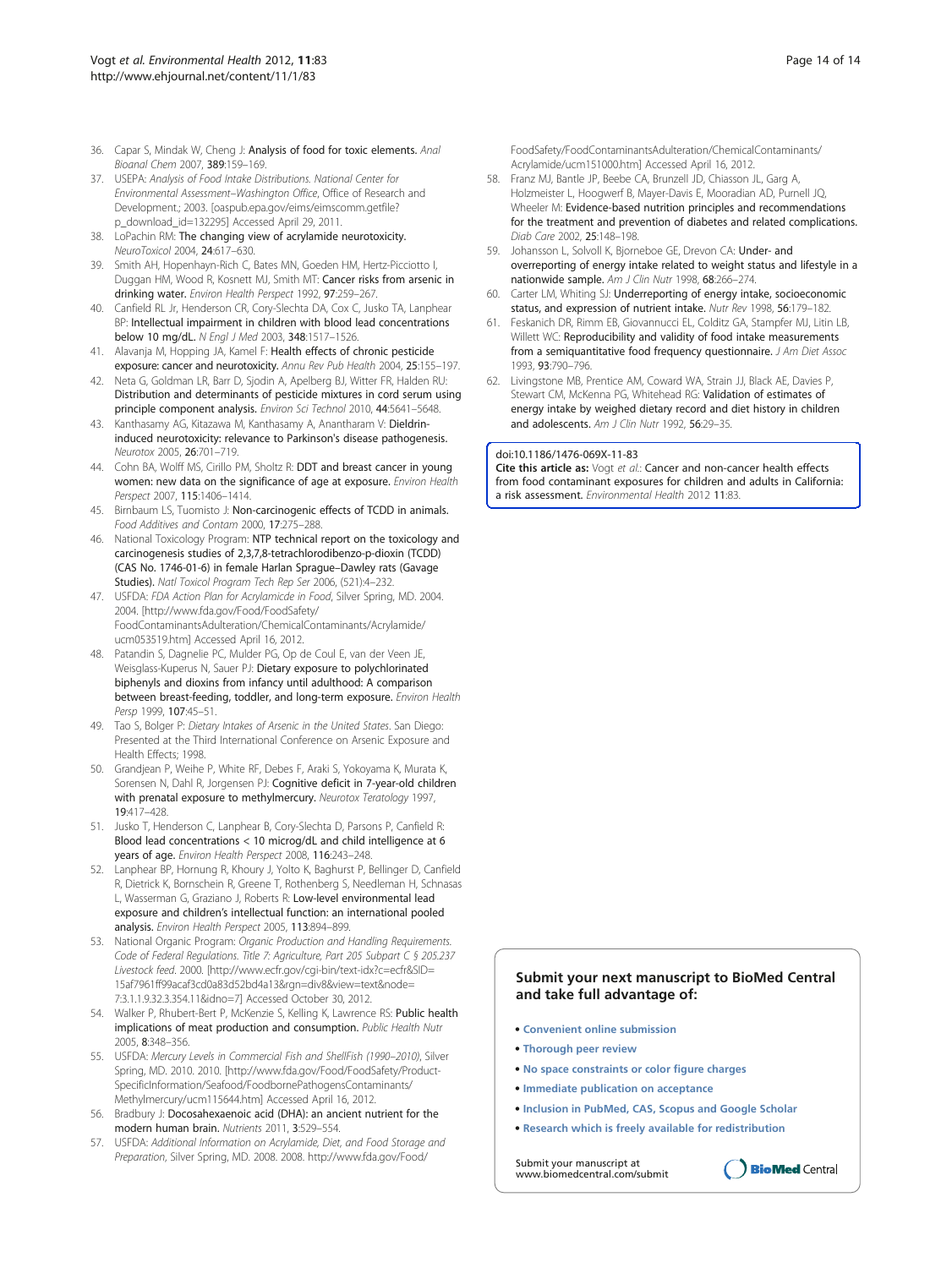36. Capar S, Mindak W, Cheng J: **Analysis of food for toxic elements.** *Anal Bioanal Chem* 2007, **389**:159–169.
37. USEPA: *Analysis of Food Intake Distributions. National Center for Environmental Assessment–Washington Office*, Office of Research and Development.; 2003. [oaspub.epa.gov/eims/eimscomm.getfile?p_download_id=132295] Accessed April 29, 2011.
38. LoPachin RM: **The changing view of acrylamide neurotoxicity.** *NeuroToxicol* 2004, **24**:617–630.
39. Smith AH, Hopenhayn-Rich C, Bates MN, Goeden HM, Hertz-Picciotto I, Duggan HM, Wood R, Kosnett MJ, Smith MT: **Cancer risks from arsenic in drinking water.** *Environ Health Perspect* 1992, **97**:259–267.
40. Canfield RL Jr, Henderson CR, Cory-Slechta DA, Cox C, Jusko TA, Lanphear BP: **Intellectual impairment in children with blood lead concentrations below 10 mg/dL.** *N Engl J Med* 2003, **348**:1517–1526.
41. Alavanja M, Hopping JA, Kamel F: **Health effects of chronic pesticide exposure: cancer and neurotoxicity.** *Annu Rev Pub Health* 2004, **25**:155–197.
42. Neta G, Goldman LR, Barr D, Sjodin A, Apelberg BJ, Witter FR, Halden RU: **Distribution and determinants of pesticide mixtures in cord serum using principle component analysis.** *Environ Sci Technol* 2010, **44**:5641–5648.
43. Kanthasamy AG, Kitazawa M, Kanthasamy A, Anantharam V: **Dieldrin-induced neurotoxicity: relevance to Parkinson's disease pathogenesis.** *Neurotox* 2005, **26**:701–719.
44. Cohn BA, Wolff MS, Cirillo PM, Sholtz R: **DDT and breast cancer in young women: new data on the significance of age at exposure.** *Environ Health Perspect* 2007, **115**:1406–1414.
45. Birnbaum LS, Tuomisto J: **Non-carcinogenic effects of TCDD in animals.** *Food Additives and Contam* 2000, **17**:275–288.
46. National Toxicology Program: **NTP technical report on the toxicology and carcinogenesis studies of 2,3,7,8-tetrachlorodibenzo-p-dioxin (TCDD) (CAS No. 1746-01-6) in female Harlan Sprague–Dawley rats (Gavage Studies).** *Natl Toxicol Program Tech Rep Ser* 2006, (521):4–232.
47. USFDA: *FDA Action Plan for Acrylamicde in Food*, Silver Spring, MD. 2004. 2004. [http://www.fda.gov/Food/FoodSafety/FoodContaminantsAdulteration/ChemicalContaminants/Acrylamide/ucm053519.htm] Accessed April 16, 2012.
48. Patandin S, Dagnelie PC, Mulder PG, Op de Coul E, van der Veen JE, Weisglass-Kuperus N, Sauer PJ: **Dietary exposure to polychlorinated biphenyls and dioxins from infancy until adulthood: A comparison between breast-feeding, toddler, and long-term exposure.** *Environ Health Persp* 1999, **107**:45–51.
49. Tao S, Bolger P: *Dietary Intakes of Arsenic in the United States*. San Diego: Presented at the Third International Conference on Arsenic Exposure and Health Effects; 1998.
50. Grandjean P, Weihe P, White RF, Debes F, Araki S, Yokoyama K, Murata K, Sorensen N, Dahl R, Jorgensen PJ: **Cognitive deficit in 7-year-old children with prenatal exposure to methylmercury.** *Neurotox Teratology* 1997, **19**:417–428.
51. Jusko T, Henderson C, Lanphear B, Cory-Slechta D, Parsons P, Canfield R: **Blood lead concentrations < 10 microg/dL and child intelligence at 6 years of age.** *Environ Health Perspect* 2008, **116**:243–248.
52. Lanphear BP, Hornung R, Khoury J, Yolto K, Baghurst P, Bellinger D, Canfield R, Dietrick K, Bornschein R, Greene T, Rothenberg S, Needleman H, Schnasas L, Wasserman G, Graziano J, Roberts R: **Low-level environmental lead exposure and children's intellectual function: an international pooled analysis.** *Environ Health Perspect* 2005, **113**:894–899.
53. National Organic Program: *Organic Production and Handling Requirements. Code of Federal Regulations. Title 7: Agriculture, Part 205 Subpart C § 205.237 Livestock feed*. 2000. [http://www.ecfr.gov/cgi-bin/text-idx?c=ecfr&SID=15af7961ff99acaf3cd0a83d52bd4a13&rgn=div8&view=text&node=7:3.1.1.9.32.3.354.11&idno=7] Accessed October 30, 2012.
54. Walker P, Rhubert-Bert P, McKenzie S, Kelling K, Lawrence RS: **Public health implications of meat production and consumption.** *Public Health Nutr* 2005, **8**:348–356.
55. USFDA: *Mercury Levels in Commercial Fish and ShellFish (1990–2010)*, Silver Spring, MD. 2010. 2010. [http://www.fda.gov/Food/FoodSafety/Product-SpecificInformation/Seafood/FoodbornePathogensContaminants/Methylmercury/ucm115644.htm] Accessed April 16, 2012.
56. Bradbury J: **Docosahexaenoic acid (DHA): an ancient nutrient for the modern human brain.** *Nutrients* 2011, **3**:529–554.
57. USFDA: *Additional Information on Acrylamide, Diet, and Food Storage and Preparation*, Silver Spring, MD. 2008. 2008. http://www.fda.gov/Food/FoodSafety/FoodContaminantsAdulteration/ChemicalContaminants/Acrylamide/ucm151000.htm] Accessed April 16, 2012.
58. Franz MJ, Bantle JP, Beebe CA, Brunzell JD, Chiasson JL, Garg A, Holzmeister L, Hoogwerf B, Mayer-Davis E, Mooradian AD, Purnell JQ, Wheeler M: **Evidence-based nutrition principles and recommendations for the treatment and prevention of diabetes and related complications.** *Diab Care* 2002, **25**:148–198.
59. Johansson L, Solvoll K, Bjorneboe GE, Drevon CA: **Under- and overreporting of energy intake related to weight status and lifestyle in a nationwide sample.** *Am J Clin Nutr* 1998, **68**:266–274.
60. Carter LM, Whiting SJ: **Underreporting of energy intake, socioeconomic status, and expression of nutrient intake.** *Nutr Rev* 1998, **56**:179–182.
61. Feskanich DR, Rimm EB, Giovannucci EL, Colditz GA, Stampfer MJ, Litin LB, Willett WC: **Reproducibility and validity of food intake measurements from a semiquantitative food frequency questionnaire.** *J Am Diet Assoc* 1993, **93**:790–796.
62. Livingstone MB, Prentice AM, Coward WA, Strain JJ, Black AE, Davies P, Stewart CM, McKenna PG, Whitehead RG: **Validation of estimates of energy intake by weighed dietary record and diet history in children and adolescents.** *Am J Clin Nutr* 1992, **56**:29–35.

doi:10.1186/1476-069X-11-83

**Cite this article as:** Vogt *et al.*: Cancer and non-cancer health effects from food contaminant exposures for children and adults in California: a risk assessment. *Environmental Health* 2012 **11**:83.

**Submit your next manuscript to BioMed Central and take full advantage of:**

- **Convenient online submission**
- **Thorough peer review**
- **No space constraints or color figure charges**
- **Immediate publication on acceptance**
- **Inclusion in PubMed, CAS, Scopus and Google Scholar**
- **Research which is freely available for redistribution**

Submit your manuscript at www.biomedcentral.com/submit

BioMed Central